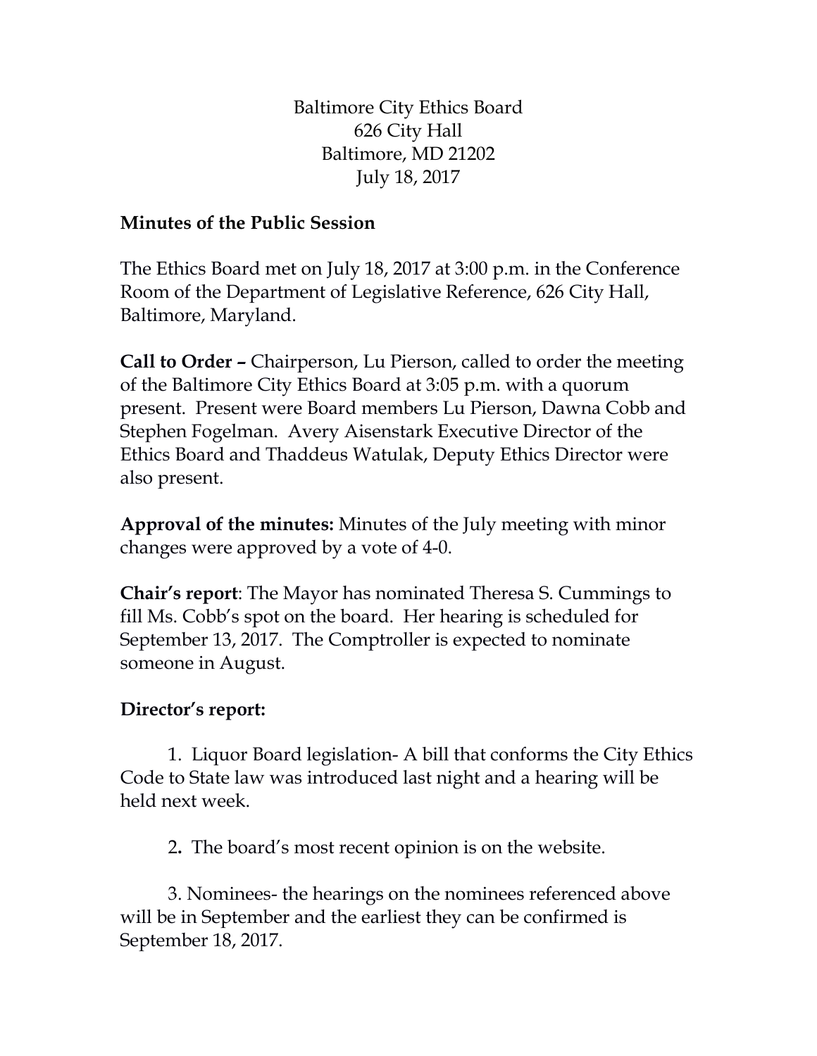Baltimore City Ethics Board
626 City Hall
Baltimore, MD 21202
July 18, 2017

**Minutes of the Public Session**

The Ethics Board met on July 18, 2017 at 3:00 p.m. in the Conference Room of the Department of Legislative Reference, 626 City Hall, Baltimore, Maryland.

**Call to Order –** Chairperson, Lu Pierson, called to order the meeting of the Baltimore City Ethics Board at 3:05 p.m. with a quorum present. Present were Board members Lu Pierson, Dawna Cobb and Stephen Fogelman. Avery Aisenstark Executive Director of the Ethics Board and Thaddeus Watulak, Deputy Ethics Director were also present.

**Approval of the minutes:** Minutes of the July meeting with minor changes were approved by a vote of 4-0.

**Chair's report**: The Mayor has nominated Theresa S. Cummings to fill Ms. Cobb's spot on the board. Her hearing is scheduled for September 13, 2017. The Comptroller is expected to nominate someone in August.

**Director's report:**

1. Liquor Board legislation- A bill that conforms the City Ethics Code to State law was introduced last night and a hearing will be held next week.

2. The board's most recent opinion is on the website.

3. Nominees- the hearings on the nominees referenced above will be in September and the earliest they can be confirmed is September 18, 2017.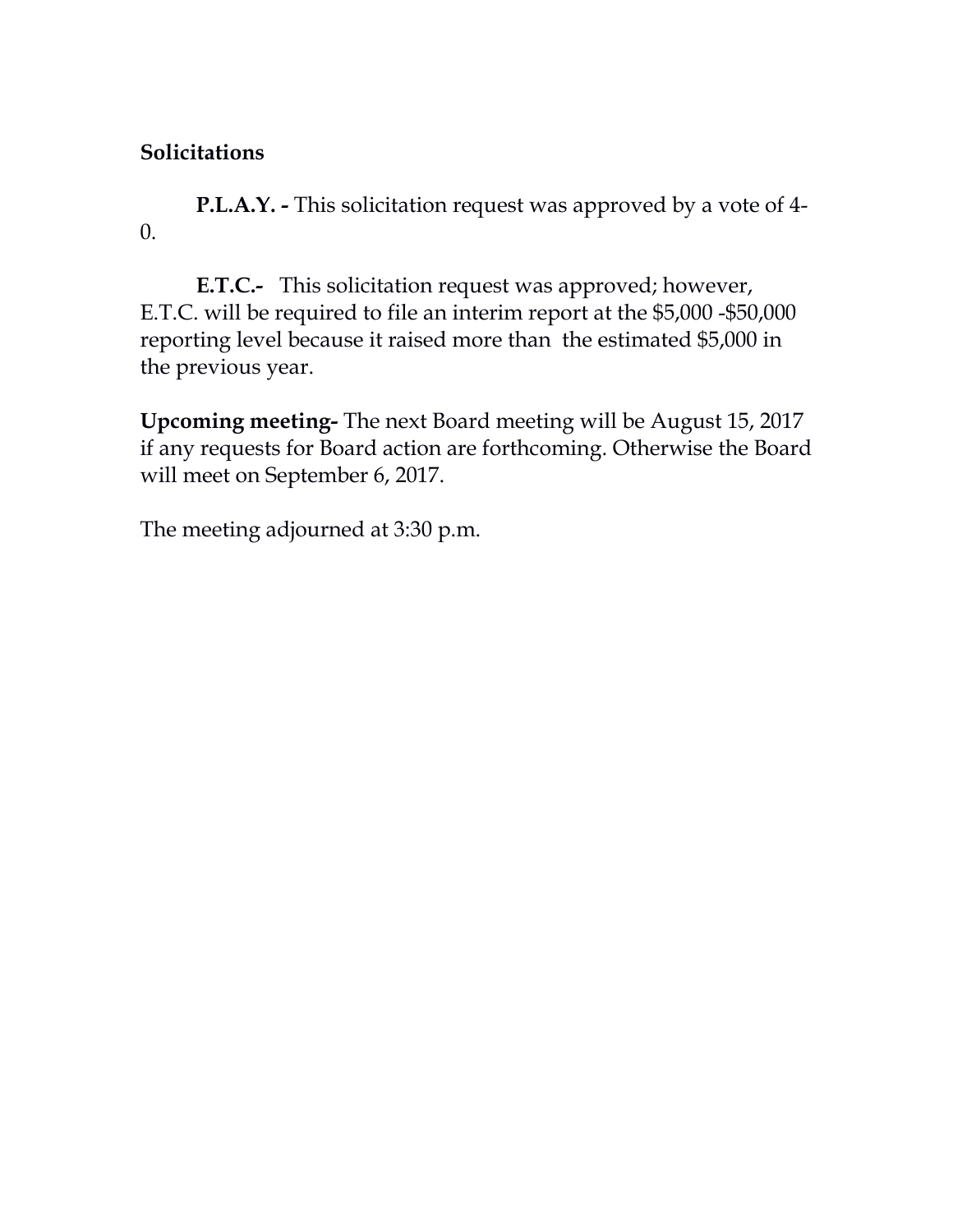**Solicitations**

**P.L.A.Y. -** This solicitation request was approved by a vote of 4-0.

**E.T.C.-** This solicitation request was approved; however, E.T.C. will be required to file an interim report at the $5,000 -$50,000 reporting level because it raised more than the estimated $5,000 in the previous year.

**Upcoming meeting-** The next Board meeting will be August 15, 2017 if any requests for Board action are forthcoming. Otherwise the Board will meet on September 6, 2017.

The meeting adjourned at 3:30 p.m.